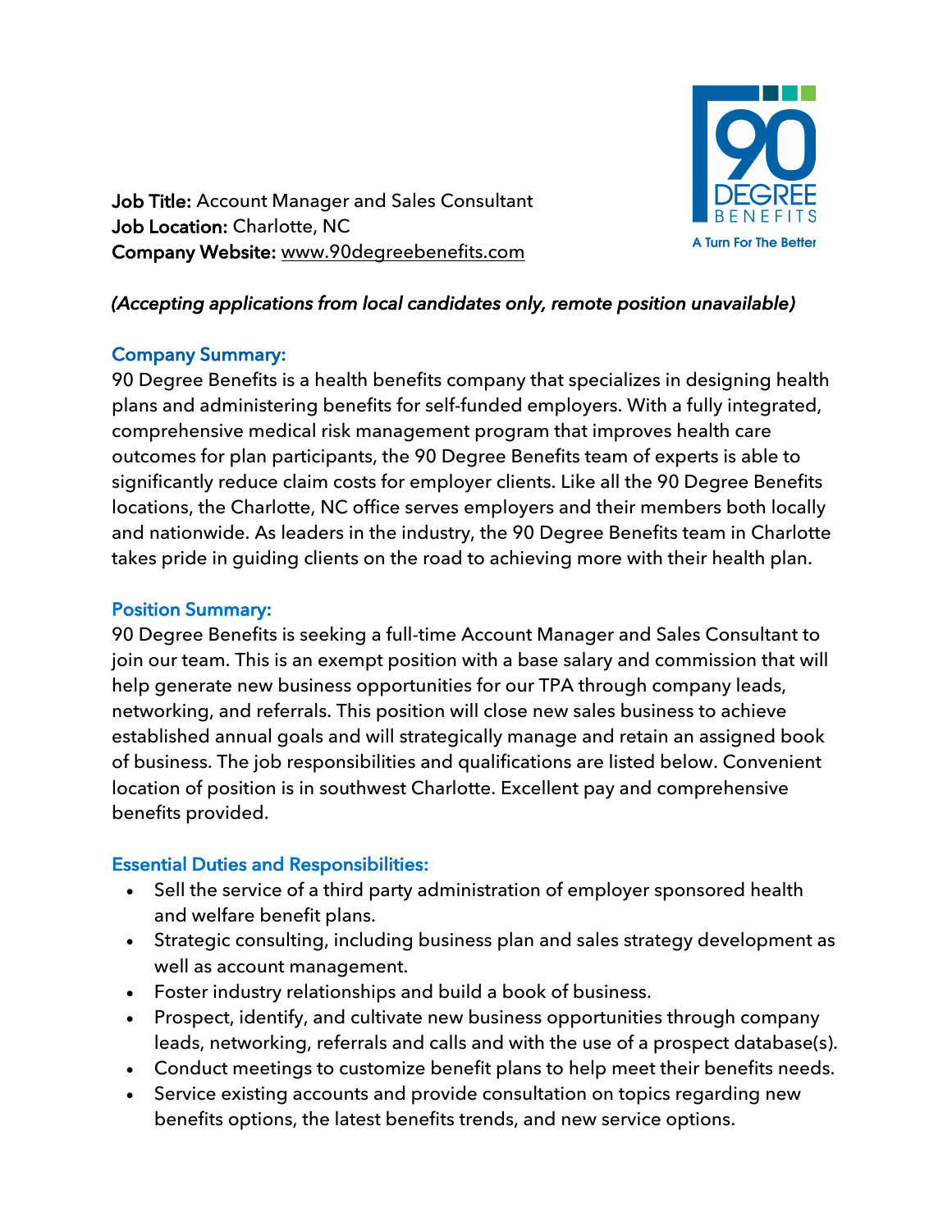**Job Title:** Account Manager and Sales Consultant
**Job Location:** Charlotte, NC
**Company Website:** www.90degreebenefits.com

*(Accepting applications from local candidates only, remote position unavailable)*

## Company Summary:

90 Degree Benefits is a health benefits company that specializes in designing health plans and administering benefits for self-funded employers. With a fully integrated, comprehensive medical risk management program that improves health care outcomes for plan participants, the 90 Degree Benefits team of experts is able to significantly reduce claim costs for employer clients. Like all the 90 Degree Benefits locations, the Charlotte, NC office serves employers and their members both locally and nationwide. As leaders in the industry, the 90 Degree Benefits team in Charlotte takes pride in guiding clients on the road to achieving more with their health plan.

## Position Summary:

90 Degree Benefits is seeking a full-time Account Manager and Sales Consultant to join our team. This is an exempt position with a base salary and commission that will help generate new business opportunities for our TPA through company leads, networking, and referrals. This position will close new sales business to achieve established annual goals and will strategically manage and retain an assigned book of business. The job responsibilities and qualifications are listed below. Convenient location of position is in southwest Charlotte. Excellent pay and comprehensive benefits provided.

## Essential Duties and Responsibilities:

- Sell the service of a third party administration of employer sponsored health and welfare benefit plans.
- Strategic consulting, including business plan and sales strategy development as well as account management.
- Foster industry relationships and build a book of business.
- Prospect, identify, and cultivate new business opportunities through company leads, networking, referrals and calls and with the use of a prospect database(s).
- Conduct meetings to customize benefit plans to help meet their benefits needs.
- Service existing accounts and provide consultation on topics regarding new benefits options, the latest benefits trends, and new service options.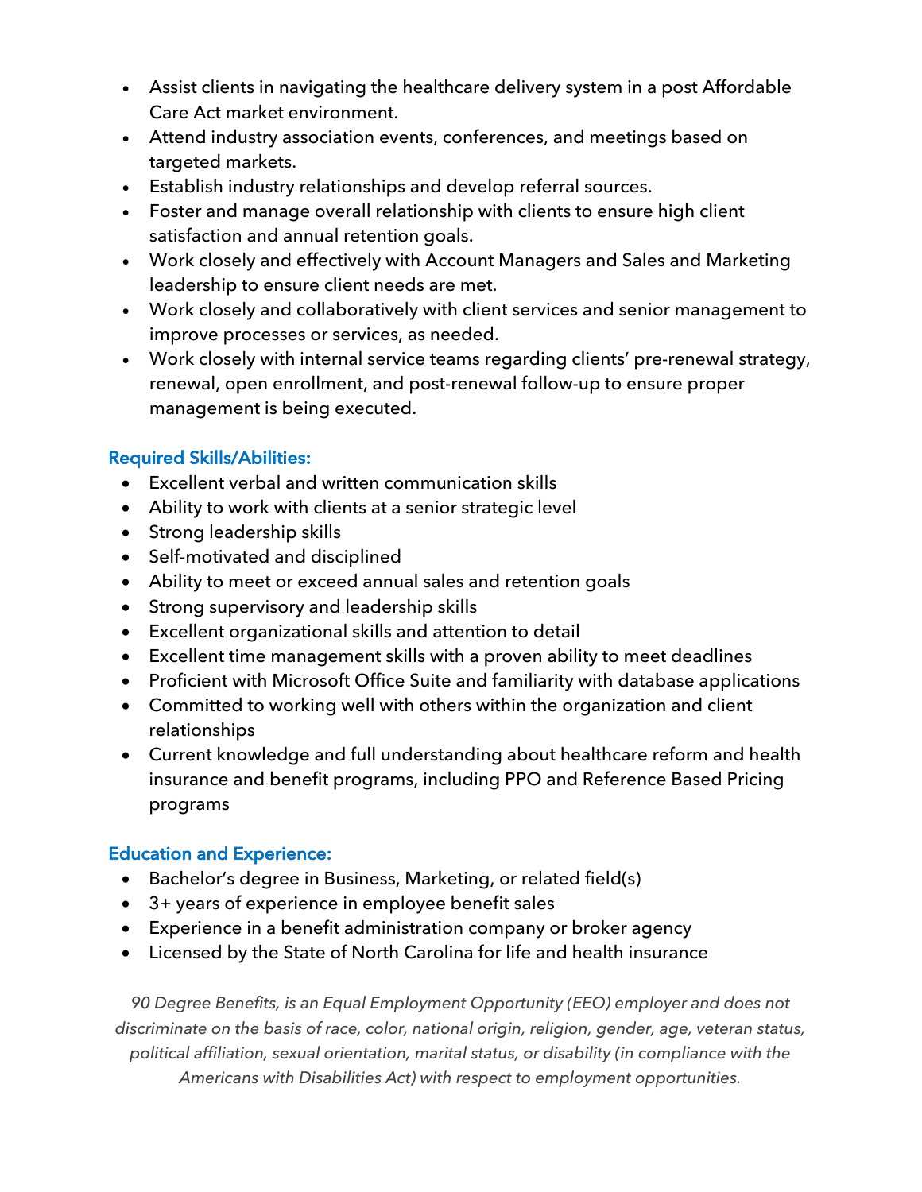- Assist clients in navigating the healthcare delivery system in a post Affordable Care Act market environment.
- Attend industry association events, conferences, and meetings based on targeted markets.
- Establish industry relationships and develop referral sources.
- Foster and manage overall relationship with clients to ensure high client satisfaction and annual retention goals.
- Work closely and effectively with Account Managers and Sales and Marketing leadership to ensure client needs are met.
- Work closely and collaboratively with client services and senior management to improve processes or services, as needed.
- Work closely with internal service teams regarding clients' pre-renewal strategy, renewal, open enrollment, and post-renewal follow-up to ensure proper management is being executed.

### Required Skills/Abilities:

- Excellent verbal and written communication skills
- Ability to work with clients at a senior strategic level
- Strong leadership skills
- Self-motivated and disciplined
- Ability to meet or exceed annual sales and retention goals
- Strong supervisory and leadership skills
- Excellent organizational skills and attention to detail
- Excellent time management skills with a proven ability to meet deadlines
- Proficient with Microsoft Office Suite and familiarity with database applications
- Committed to working well with others within the organization and client relationships
- Current knowledge and full understanding about healthcare reform and health insurance and benefit programs, including PPO and Reference Based Pricing programs

### Education and Experience:

- Bachelor's degree in Business, Marketing, or related field(s)
- 3+ years of experience in employee benefit sales
- Experience in a benefit administration company or broker agency
- Licensed by the State of North Carolina for life and health insurance

*90 Degree Benefits, is an Equal Employment Opportunity (EEO) employer and does not discriminate on the basis of race, color, national origin, religion, gender, age, veteran status, political affiliation, sexual orientation, marital status, or disability (in compliance with the Americans with Disabilities Act) with respect to employment opportunities.*